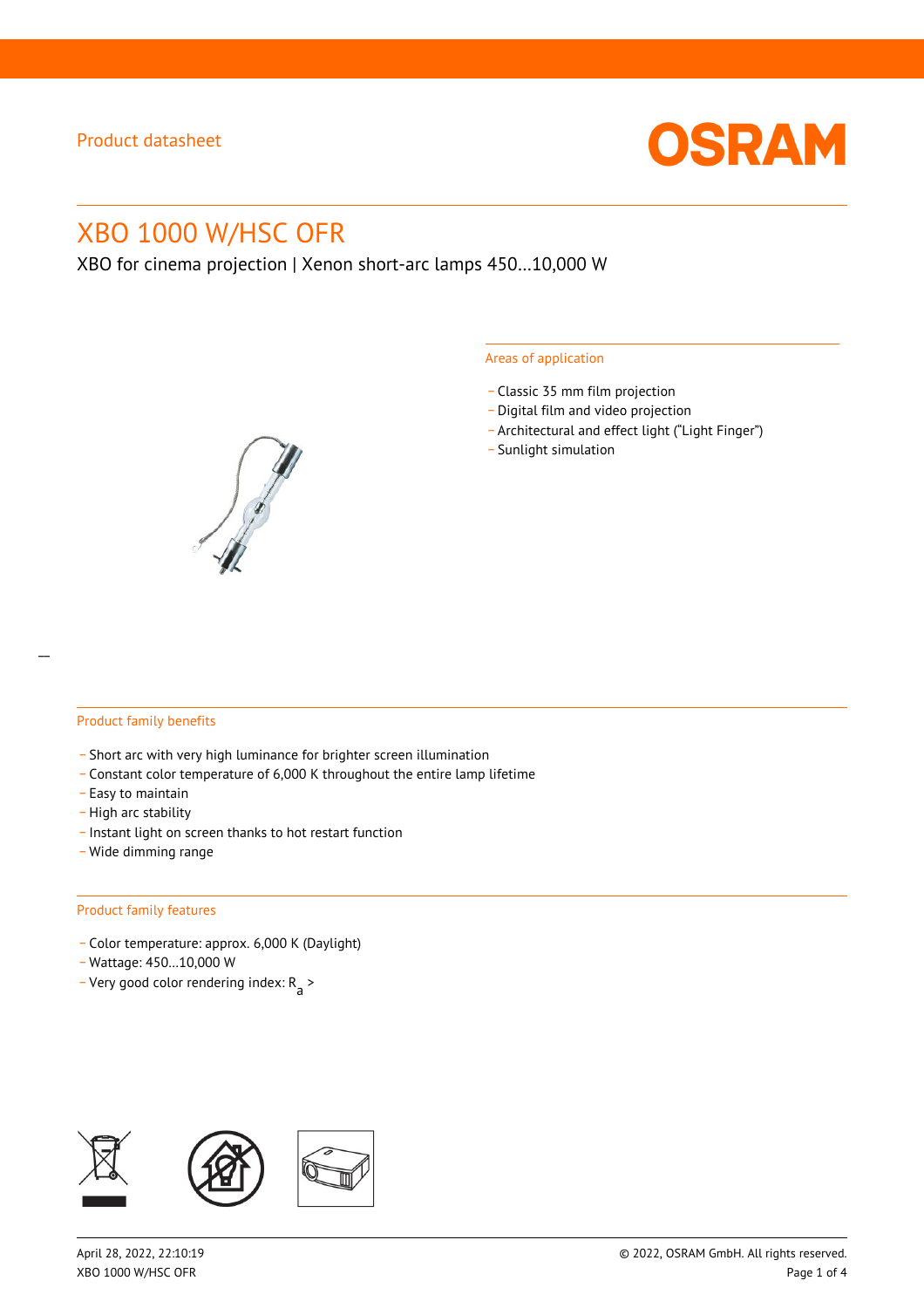Product datasheet

# XBO 1000 W/HSC OFR

XBO for cinema projection | Xenon short-arc lamps 450...10,000 W

## Areas of application

- Classic 35 mm film projection
- Digital film and video projection
- Architectural and effect light ("Light Finger")
- Sunlight simulation

## Product family benefits

- Short arc with very high luminance for brighter screen illumination
- Constant color temperature of 6,000 K throughout the entire lamp lifetime
- Easy to maintain
- High arc stability
- Instant light on screen thanks to hot restart function
- Wide dimming range

## Product family features

- Color temperature: approx. 6,000 K (Daylight)
- Wattage: 450...10,000 W
- Very good color rendering index: $R_a$ >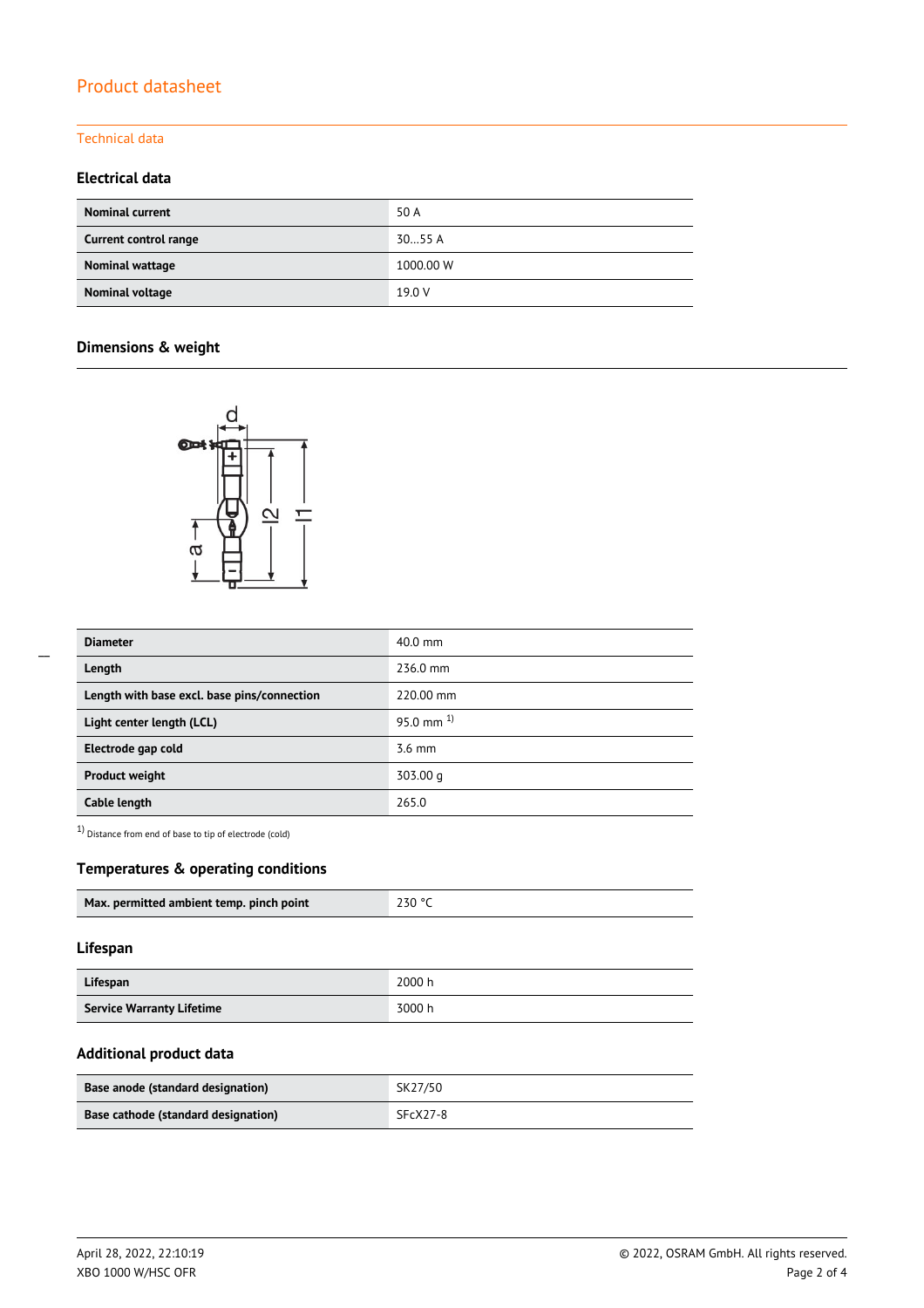# Product datasheet

## Technical data

### Electrical data

| | |
|---|---|
| **Nominal current** | 50 A |
| **Current control range** | 30…55 A |
| **Nominal wattage** | 1000.00 W |
| **Nominal voltage** | 19.0 V |

### Dimensions & weight

| | |
|---|---|
| **Diameter** | 40.0 mm |
| **Length** | 236.0 mm |
| **Length with base excl. base pins/connection** | 220.00 mm |
| **Light center length (LCL)** | 95.0 mm [1] |
| **Electrode gap cold** | 3.6 mm |
| **Product weight** | 303.00 g |
| **Cable length** | 265.0 |

[1] Distance from end of base to tip of electrode (cold)

### Temperatures & operating conditions

| | |
|---|---|
| **Max. permitted ambient temp. pinch point** | 230 °C |

### Lifespan

| | |
|---|---|
| **Lifespan** | 2000 h |
| **Service Warranty Lifetime** | 3000 h |

### Additional product data

| | |
|---|---|
| **Base anode (standard designation)** | SK27/50 |
| **Base cathode (standard designation)** | SFcX27-8 |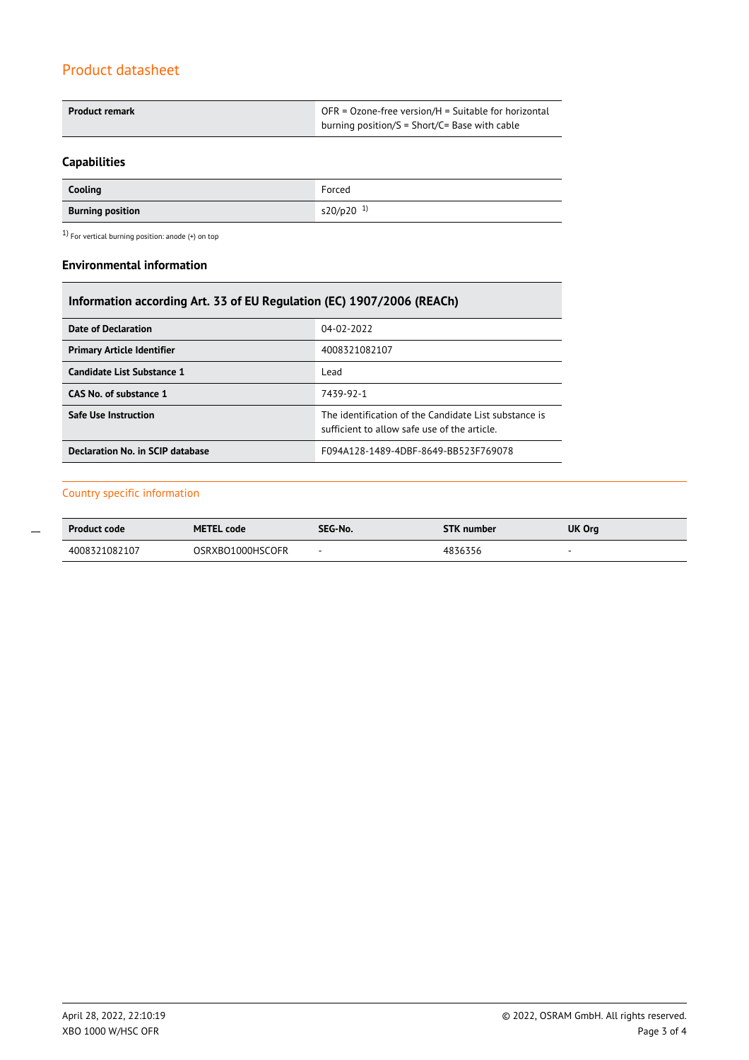## Product datasheet

| Product remark | OFR = Ozone-free version/H = Suitable for horizontal burning position/S = Short/C= Base with cable |
|---|---|

### Capabilities

| Cooling | Forced |
|---|---|
| Burning position | s20/p20 [1] |

[1] For vertical burning position: anode (+) on top

### Environmental information

| Information according Art. 33 of EU Regulation (EC) 1907/2006 (REACh) | |
|---|---|
| Date of Declaration | 04-02-2022 |
| Primary Article Identifier | 4008321082107 |
| Candidate List Substance 1 | Lead |
| CAS No. of substance 1 | 7439-92-1 |
| Safe Use Instruction | The identification of the Candidate List substance is sufficient to allow safe use of the article. |
| Declaration No. in SCIP database | F094A128-1489-4DBF-8649-BB523F769078 |

## Country specific information

| Product code | METEL code | SEG-No. | STK number | UK Org |
|---|---|---|---|---|
| 4008321082107 | OSRXBO1000HSCOFR | - | 4836356 | - |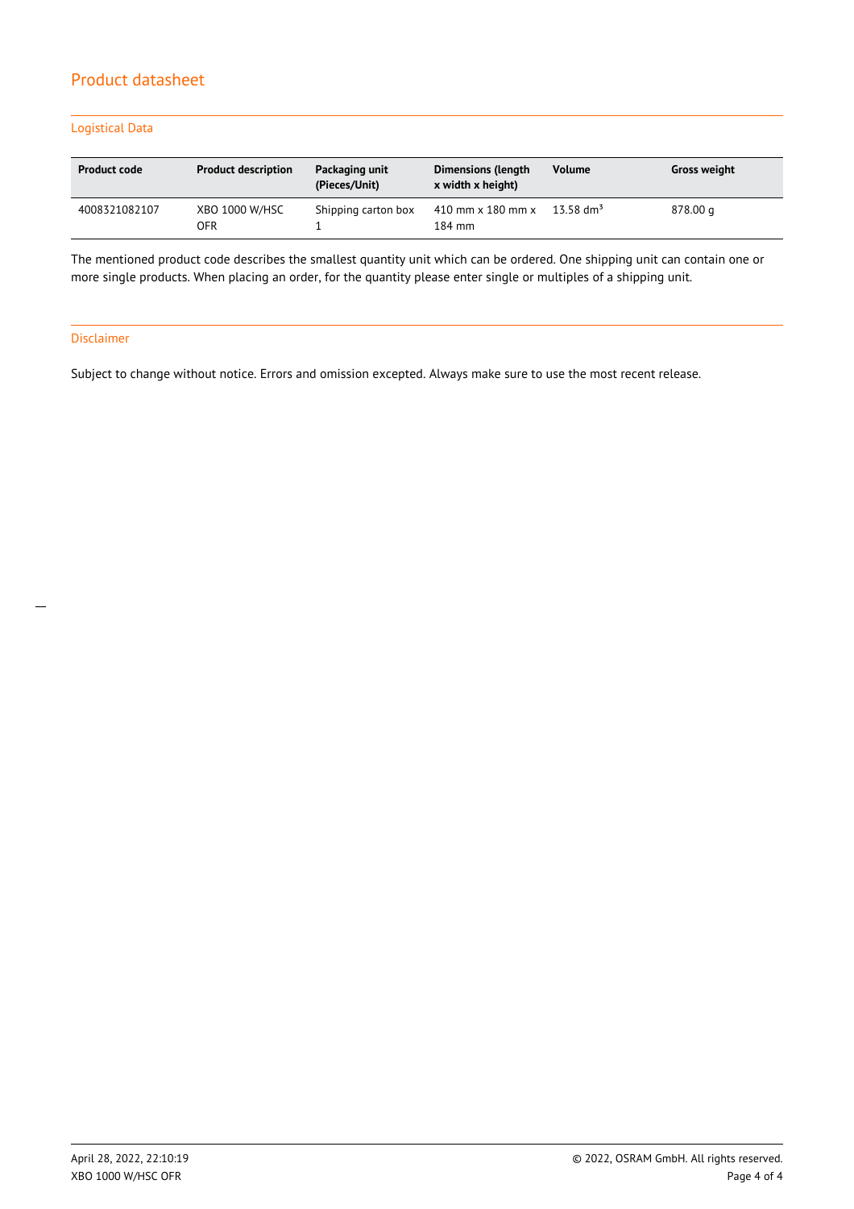# Product datasheet

## Logistical Data

| Product code | Product description | Packaging unit (Pieces/Unit) | Dimensions (length x width x height) | Volume | Gross weight |
|---|---|---|---|---|---|
| 4008321082107 | XBO 1000 W/HSC OFR | Shipping carton box 1 | 410 mm x 180 mm x 184 mm | 13.58 $dm^3$ | 878.00 g |

The mentioned product code describes the smallest quantity unit which can be ordered. One shipping unit can contain one or more single products. When placing an order, for the quantity please enter single or multiples of a shipping unit.

## Disclaimer

Subject to change without notice. Errors and omission excepted. Always make sure to use the most recent release.